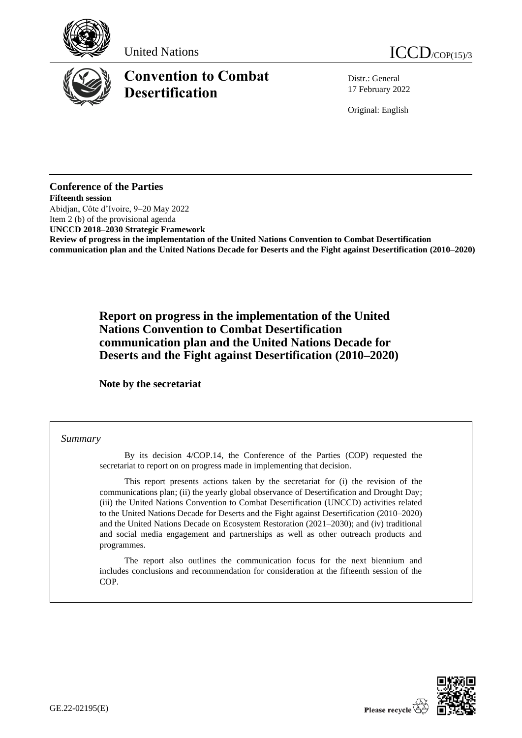United Nations

ICCD/COP(15)/3

# Convention to Combat Desertification

Distr.: General
17 February 2022

Original: English

**Conference of the Parties**
**Fifteenth session**
Abidjan, Côte d'Ivoire, 9–20 May 2022
Item 2 (b) of the provisional agenda
**UNCCD 2018–2030 Strategic Framework**
**Review of progress in the implementation of the United Nations Convention to Combat Desertification communication plan and the United Nations Decade for Deserts and the Fight against Desertification (2010–2020)**

# Report on progress in the implementation of the United Nations Convention to Combat Desertification communication plan and the United Nations Decade for Deserts and the Fight against Desertification (2010–2020)

**Note by the secretariat**

*Summary*

By its decision 4/COP.14, the Conference of the Parties (COP) requested the secretariat to report on on progress made in implementing that decision.

This report presents actions taken by the secretariat for (i) the revision of the communications plan; (ii) the yearly global observance of Desertification and Drought Day; (iii) the United Nations Convention to Combat Desertification (UNCCD) activities related to the United Nations Decade for Deserts and the Fight against Desertification (2010–2020) and the United Nations Decade on Ecosystem Restoration (2021–2030); and (iv) traditional and social media engagement and partnerships as well as other outreach products and programmes.

The report also outlines the communication focus for the next biennium and includes conclusions and recommendation for consideration at the fifteenth session of the COP.

GE.22-02195(E)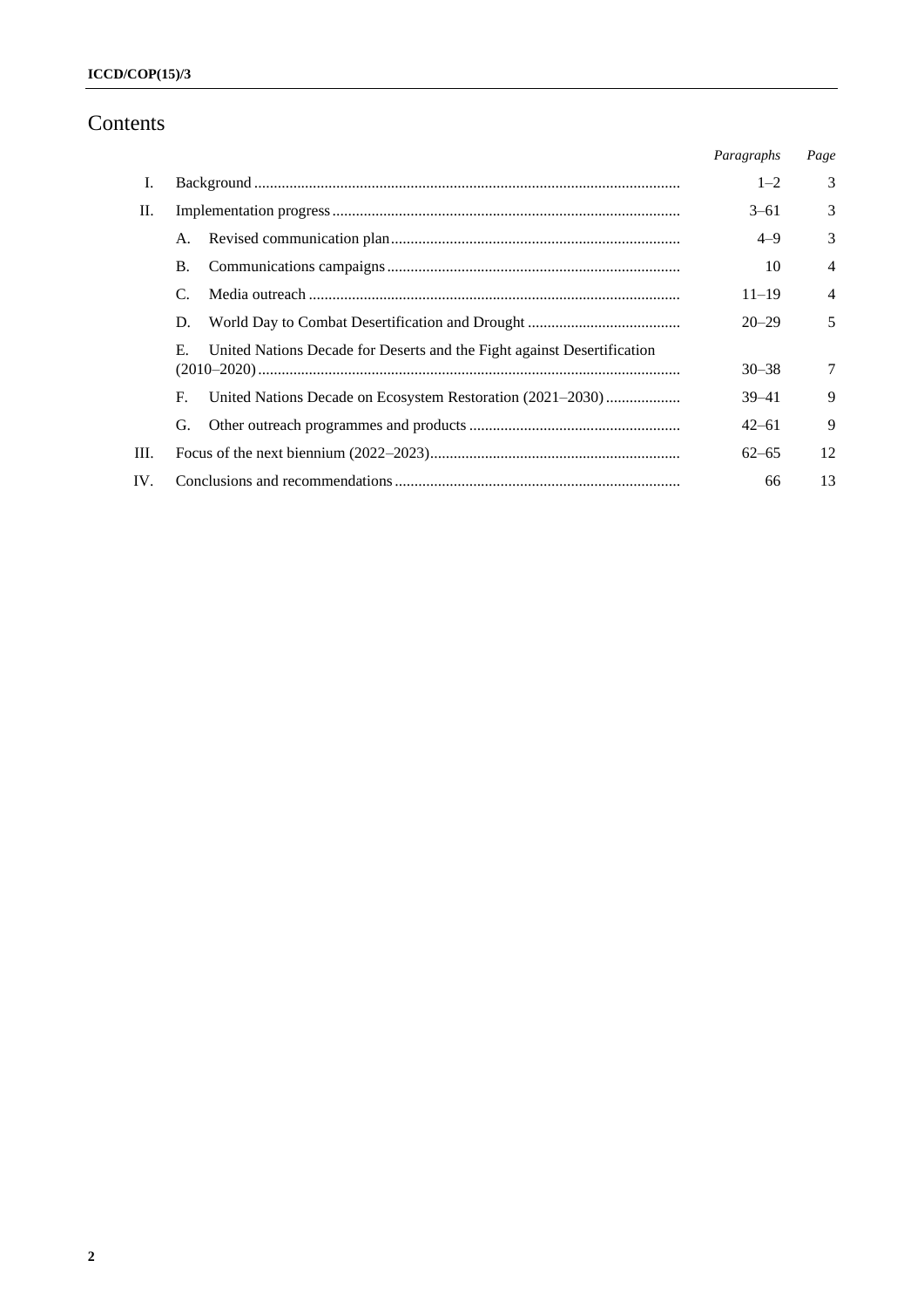# Contents

| | | | Paragraphs | Page |
|---|---|---|---|---|
| I. | Background | | 1–2 | 3 |
| II. | Implementation progress | | 3–61 | 3 |
| | A. | Revised communication plan | 4–9 | 3 |
| | B. | Communications campaigns | 10 | 4 |
| | C. | Media outreach | 11–19 | 4 |
| | D. | World Day to Combat Desertification and Drought | 20–29 | 5 |
| | E. | United Nations Decade for Deserts and the Fight against Desertification (2010–2020) | 30–38 | 7 |
| | F. | United Nations Decade on Ecosystem Restoration (2021–2030) | 39–41 | 9 |
| | G. | Other outreach programmes and products | 42–61 | 9 |
| III. | Focus of the next biennium (2022–2023) | | 62–65 | 12 |
| IV. | Conclusions and recommendations | | 66 | 13 |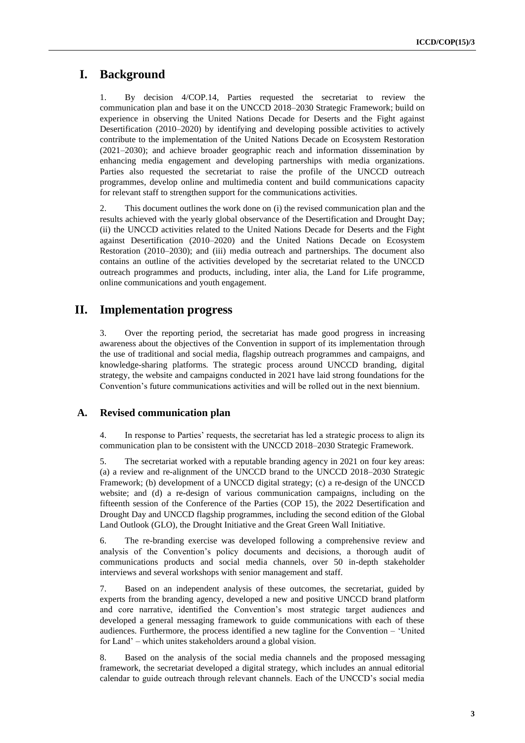# I. Background

1. By decision 4/COP.14, Parties requested the secretariat to review the communication plan and base it on the UNCCD 2018–2030 Strategic Framework; build on experience in observing the United Nations Decade for Deserts and the Fight against Desertification (2010–2020) by identifying and developing possible activities to actively contribute to the implementation of the United Nations Decade on Ecosystem Restoration (2021–2030); and achieve broader geographic reach and information dissemination by enhancing media engagement and developing partnerships with media organizations. Parties also requested the secretariat to raise the profile of the UNCCD outreach programmes, develop online and multimedia content and build communications capacity for relevant staff to strengthen support for the communications activities.

2. This document outlines the work done on (i) the revised communication plan and the results achieved with the yearly global observance of the Desertification and Drought Day; (ii) the UNCCD activities related to the United Nations Decade for Deserts and the Fight against Desertification (2010–2020) and the United Nations Decade on Ecosystem Restoration (2010–2030); and (iii) media outreach and partnerships. The document also contains an outline of the activities developed by the secretariat related to the UNCCD outreach programmes and products, including, inter alia, the Land for Life programme, online communications and youth engagement.

# II. Implementation progress

3. Over the reporting period, the secretariat has made good progress in increasing awareness about the objectives of the Convention in support of its implementation through the use of traditional and social media, flagship outreach programmes and campaigns, and knowledge-sharing platforms. The strategic process around UNCCD branding, digital strategy, the website and campaigns conducted in 2021 have laid strong foundations for the Convention's future communications activities and will be rolled out in the next biennium.

## A. Revised communication plan

4. In response to Parties' requests, the secretariat has led a strategic process to align its communication plan to be consistent with the UNCCD 2018–2030 Strategic Framework.

5. The secretariat worked with a reputable branding agency in 2021 on four key areas: (a) a review and re-alignment of the UNCCD brand to the UNCCD 2018–2030 Strategic Framework; (b) development of a UNCCD digital strategy; (c) a re-design of the UNCCD website; and (d) a re-design of various communication campaigns, including on the fifteenth session of the Conference of the Parties (COP 15), the 2022 Desertification and Drought Day and UNCCD flagship programmes, including the second edition of the Global Land Outlook (GLO), the Drought Initiative and the Great Green Wall Initiative.

6. The re-branding exercise was developed following a comprehensive review and analysis of the Convention's policy documents and decisions, a thorough audit of communications products and social media channels, over 50 in-depth stakeholder interviews and several workshops with senior management and staff.

7. Based on an independent analysis of these outcomes, the secretariat, guided by experts from the branding agency, developed a new and positive UNCCD brand platform and core narrative, identified the Convention's most strategic target audiences and developed a general messaging framework to guide communications with each of these audiences. Furthermore, the process identified a new tagline for the Convention – 'United for Land' – which unites stakeholders around a global vision.

8. Based on the analysis of the social media channels and the proposed messaging framework, the secretariat developed a digital strategy, which includes an annual editorial calendar to guide outreach through relevant channels. Each of the UNCCD's social media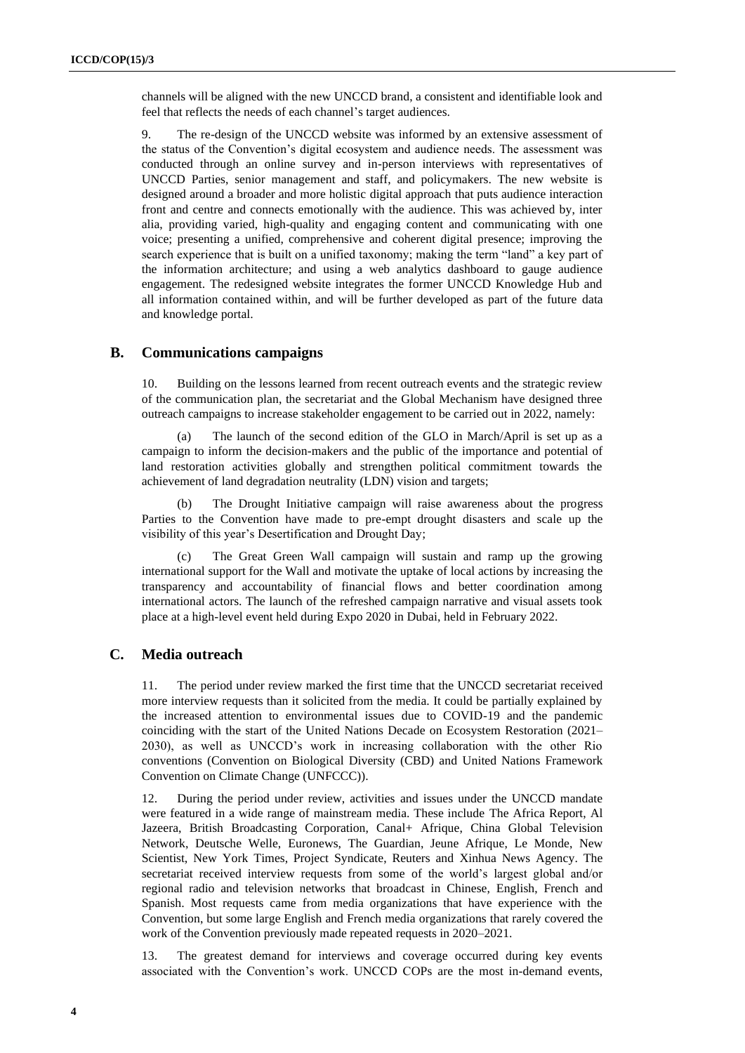channels will be aligned with the new UNCCD brand, a consistent and identifiable look and feel that reflects the needs of each channel's target audiences.

9. The re-design of the UNCCD website was informed by an extensive assessment of the status of the Convention's digital ecosystem and audience needs. The assessment was conducted through an online survey and in-person interviews with representatives of UNCCD Parties, senior management and staff, and policymakers. The new website is designed around a broader and more holistic digital approach that puts audience interaction front and centre and connects emotionally with the audience. This was achieved by, inter alia, providing varied, high-quality and engaging content and communicating with one voice; presenting a unified, comprehensive and coherent digital presence; improving the search experience that is built on a unified taxonomy; making the term "land" a key part of the information architecture; and using a web analytics dashboard to gauge audience engagement. The redesigned website integrates the former UNCCD Knowledge Hub and all information contained within, and will be further developed as part of the future data and knowledge portal.

## B. Communications campaigns

10. Building on the lessons learned from recent outreach events and the strategic review of the communication plan, the secretariat and the Global Mechanism have designed three outreach campaigns to increase stakeholder engagement to be carried out in 2022, namely:

(a) The launch of the second edition of the GLO in March/April is set up as a campaign to inform the decision-makers and the public of the importance and potential of land restoration activities globally and strengthen political commitment towards the achievement of land degradation neutrality (LDN) vision and targets;

(b) The Drought Initiative campaign will raise awareness about the progress Parties to the Convention have made to pre-empt drought disasters and scale up the visibility of this year's Desertification and Drought Day;

(c) The Great Green Wall campaign will sustain and ramp up the growing international support for the Wall and motivate the uptake of local actions by increasing the transparency and accountability of financial flows and better coordination among international actors. The launch of the refreshed campaign narrative and visual assets took place at a high-level event held during Expo 2020 in Dubai, held in February 2022.

## C. Media outreach

11. The period under review marked the first time that the UNCCD secretariat received more interview requests than it solicited from the media. It could be partially explained by the increased attention to environmental issues due to COVID-19 and the pandemic coinciding with the start of the United Nations Decade on Ecosystem Restoration (2021–2030), as well as UNCCD's work in increasing collaboration with the other Rio conventions (Convention on Biological Diversity (CBD) and United Nations Framework Convention on Climate Change (UNFCCC)).

12. During the period under review, activities and issues under the UNCCD mandate were featured in a wide range of mainstream media. These include The Africa Report, Al Jazeera, British Broadcasting Corporation, Canal+ Afrique, China Global Television Network, Deutsche Welle, Euronews, The Guardian, Jeune Afrique, Le Monde, New Scientist, New York Times, Project Syndicate, Reuters and Xinhua News Agency. The secretariat received interview requests from some of the world's largest global and/or regional radio and television networks that broadcast in Chinese, English, French and Spanish. Most requests came from media organizations that have experience with the Convention, but some large English and French media organizations that rarely covered the work of the Convention previously made repeated requests in 2020–2021.

13. The greatest demand for interviews and coverage occurred during key events associated with the Convention's work. UNCCD COPs are the most in-demand events,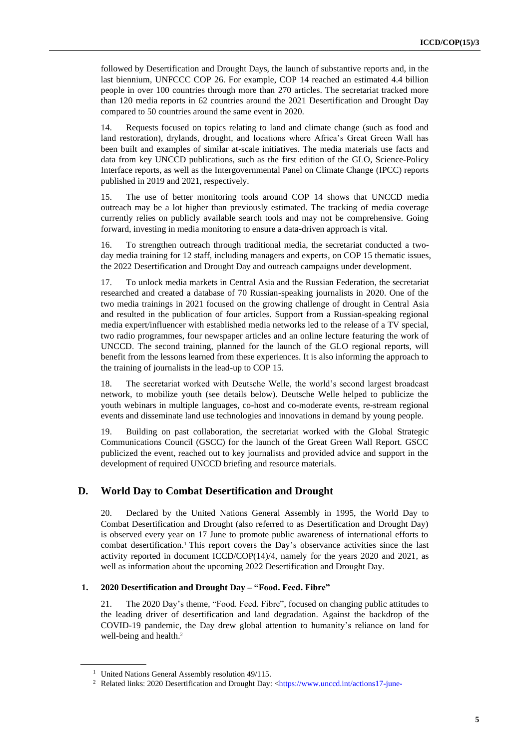followed by Desertification and Drought Days, the launch of substantive reports and, in the last biennium, UNFCCC COP 26. For example, COP 14 reached an estimated 4.4 billion people in over 100 countries through more than 270 articles. The secretariat tracked more than 120 media reports in 62 countries around the 2021 Desertification and Drought Day compared to 50 countries around the same event in 2020.

14. Requests focused on topics relating to land and climate change (such as food and land restoration), drylands, drought, and locations where Africa's Great Green Wall has been built and examples of similar at-scale initiatives. The media materials use facts and data from key UNCCD publications, such as the first edition of the GLO, Science-Policy Interface reports, as well as the Intergovernmental Panel on Climate Change (IPCC) reports published in 2019 and 2021, respectively.

15. The use of better monitoring tools around COP 14 shows that UNCCD media outreach may be a lot higher than previously estimated. The tracking of media coverage currently relies on publicly available search tools and may not be comprehensive. Going forward, investing in media monitoring to ensure a data-driven approach is vital.

16. To strengthen outreach through traditional media, the secretariat conducted a two-day media training for 12 staff, including managers and experts, on COP 15 thematic issues, the 2022 Desertification and Drought Day and outreach campaigns under development.

17. To unlock media markets in Central Asia and the Russian Federation, the secretariat researched and created a database of 70 Russian-speaking journalists in 2020. One of the two media trainings in 2021 focused on the growing challenge of drought in Central Asia and resulted in the publication of four articles. Support from a Russian-speaking regional media expert/influencer with established media networks led to the release of a TV special, two radio programmes, four newspaper articles and an online lecture featuring the work of UNCCD. The second training, planned for the launch of the GLO regional reports, will benefit from the lessons learned from these experiences. It is also informing the approach to the training of journalists in the lead-up to COP 15.

18. The secretariat worked with Deutsche Welle, the world's second largest broadcast network, to mobilize youth (see details below). Deutsche Welle helped to publicize the youth webinars in multiple languages, co-host and co-moderate events, re-stream regional events and disseminate land use technologies and innovations in demand by young people.

19. Building on past collaboration, the secretariat worked with the Global Strategic Communications Council (GSCC) for the launch of the Great Green Wall Report. GSCC publicized the event, reached out to key journalists and provided advice and support in the development of required UNCCD briefing and resource materials.

## D. World Day to Combat Desertification and Drought

20. Declared by the United Nations General Assembly in 1995, the World Day to Combat Desertification and Drought (also referred to as Desertification and Drought Day) is observed every year on 17 June to promote public awareness of international efforts to combat desertification.[1] This report covers the Day's observance activities since the last activity reported in document ICCD/COP(14)/4, namely for the years 2020 and 2021, as well as information about the upcoming 2022 Desertification and Drought Day.

### 1. 2020 Desertification and Drought Day – "Food. Feed. Fibre"

21. The 2020 Day's theme, "Food. Feed. Fibre", focused on changing public attitudes to the leading driver of desertification and land degradation. Against the backdrop of the COVID-19 pandemic, the Day drew global attention to humanity's reliance on land for well-being and health.[2]

---

[1] United Nations General Assembly resolution 49/115.

[2] Related links: 2020 Desertification and Drought Day: <https://www.unccd.int/actions17-june-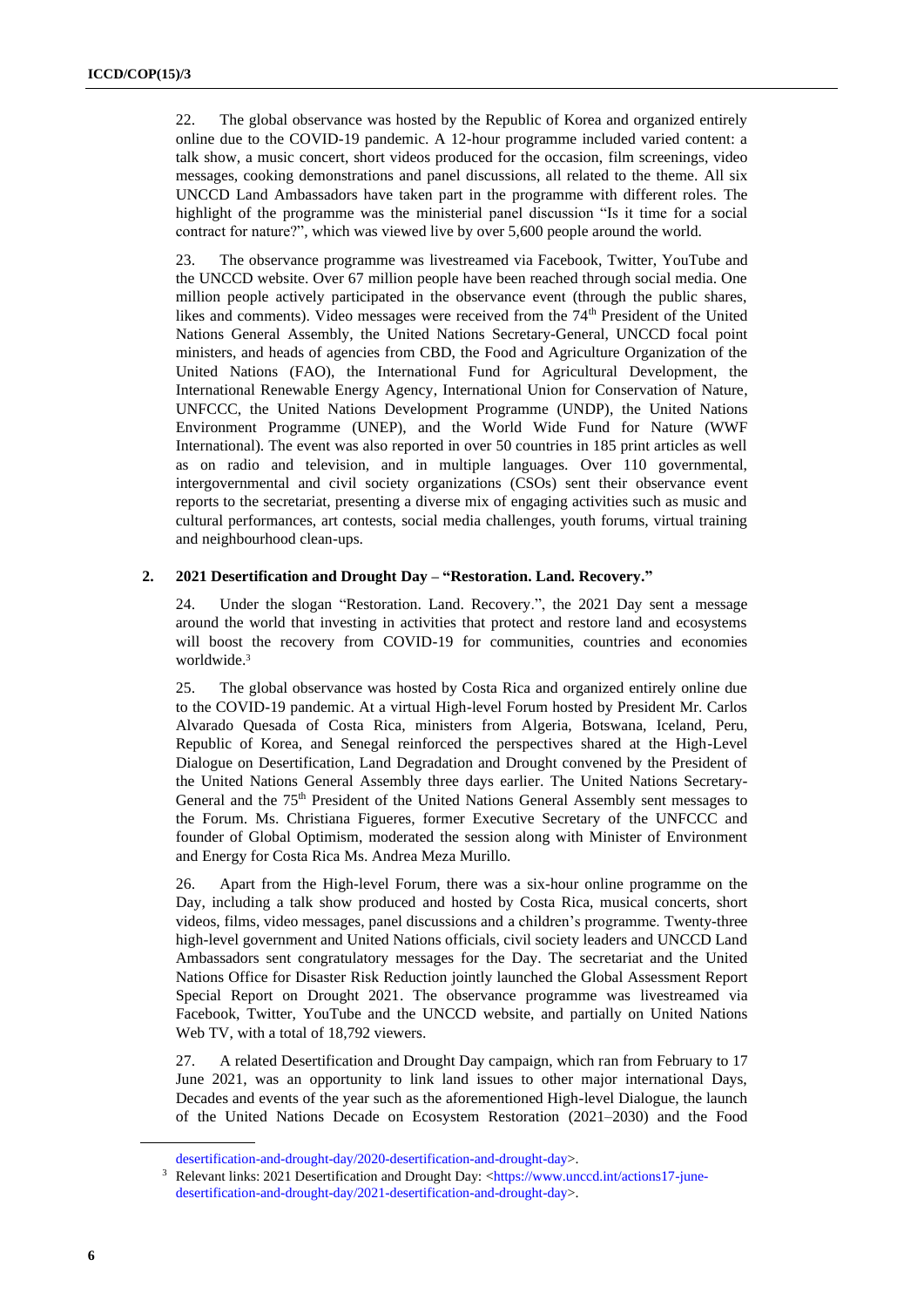22. The global observance was hosted by the Republic of Korea and organized entirely online due to the COVID-19 pandemic. A 12-hour programme included varied content: a talk show, a music concert, short videos produced for the occasion, film screenings, video messages, cooking demonstrations and panel discussions, all related to the theme. All six UNCCD Land Ambassadors have taken part in the programme with different roles. The highlight of the programme was the ministerial panel discussion "Is it time for a social contract for nature?", which was viewed live by over 5,600 people around the world.

23. The observance programme was livestreamed via Facebook, Twitter, YouTube and the UNCCD website. Over 67 million people have been reached through social media. One million people actively participated in the observance event (through the public shares, likes and comments). Video messages were received from the 74th President of the United Nations General Assembly, the United Nations Secretary-General, UNCCD focal point ministers, and heads of agencies from CBD, the Food and Agriculture Organization of the United Nations (FAO), the International Fund for Agricultural Development, the International Renewable Energy Agency, International Union for Conservation of Nature, UNFCCC, the United Nations Development Programme (UNDP), the United Nations Environment Programme (UNEP), and the World Wide Fund for Nature (WWF International). The event was also reported in over 50 countries in 185 print articles as well as on radio and television, and in multiple languages. Over 110 governmental, intergovernmental and civil society organizations (CSOs) sent their observance event reports to the secretariat, presenting a diverse mix of engaging activities such as music and cultural performances, art contests, social media challenges, youth forums, virtual training and neighbourhood clean-ups.

## 2. 2021 Desertification and Drought Day – "Restoration. Land. Recovery."

24. Under the slogan "Restoration. Land. Recovery.", the 2021 Day sent a message around the world that investing in activities that protect and restore land and ecosystems will boost the recovery from COVID-19 for communities, countries and economies worldwide.[3]

25. The global observance was hosted by Costa Rica and organized entirely online due to the COVID-19 pandemic. At a virtual High-level Forum hosted by President Mr. Carlos Alvarado Quesada of Costa Rica, ministers from Algeria, Botswana, Iceland, Peru, Republic of Korea, and Senegal reinforced the perspectives shared at the High-Level Dialogue on Desertification, Land Degradation and Drought convened by the President of the United Nations General Assembly three days earlier. The United Nations Secretary-General and the 75th President of the United Nations General Assembly sent messages to the Forum. Ms. Christiana Figueres, former Executive Secretary of the UNFCCC and founder of Global Optimism, moderated the session along with Minister of Environment and Energy for Costa Rica Ms. Andrea Meza Murillo.

26. Apart from the High-level Forum, there was a six-hour online programme on the Day, including a talk show produced and hosted by Costa Rica, musical concerts, short videos, films, video messages, panel discussions and a children's programme. Twenty-three high-level government and United Nations officials, civil society leaders and UNCCD Land Ambassadors sent congratulatory messages for the Day. The secretariat and the United Nations Office for Disaster Risk Reduction jointly launched the Global Assessment Report Special Report on Drought 2021. The observance programme was livestreamed via Facebook, Twitter, YouTube and the UNCCD website, and partially on United Nations Web TV, with a total of 18,792 viewers.

27. A related Desertification and Drought Day campaign, which ran from February to 17 June 2021, was an opportunity to link land issues to other major international Days, Decades and events of the year such as the aforementioned High-level Dialogue, the launch of the United Nations Decade on Ecosystem Restoration (2021–2030) and the Food

---

desertification-and-drought-day/2020-desertification-and-drought-day>.

[3] Relevant links: 2021 Desertification and Drought Day: <https://www.unccd.int/actions17-june-desertification-and-drought-day/2021-desertification-and-drought-day>.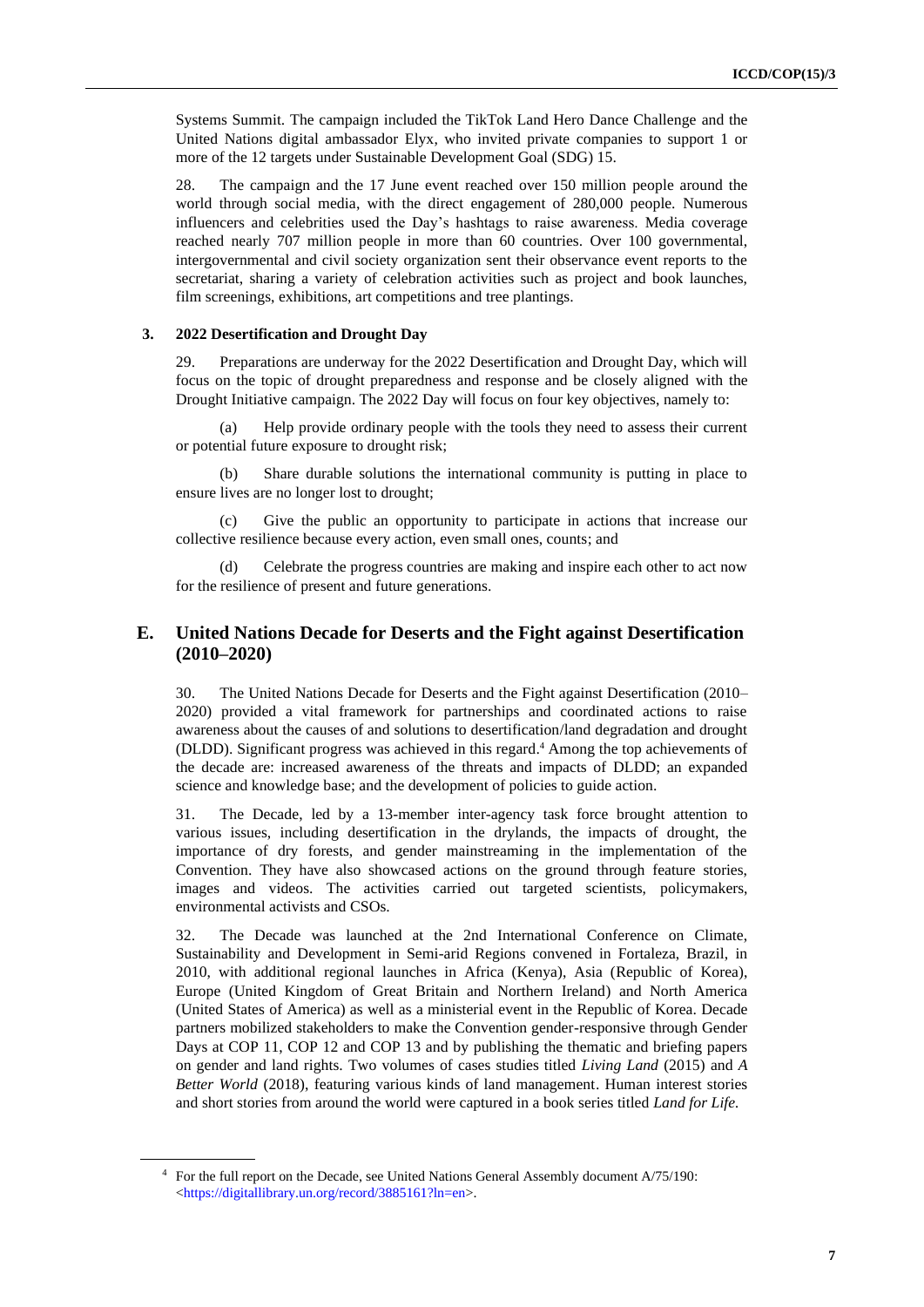Systems Summit. The campaign included the TikTok Land Hero Dance Challenge and the United Nations digital ambassador Elyx, who invited private companies to support 1 or more of the 12 targets under Sustainable Development Goal (SDG) 15.

28. The campaign and the 17 June event reached over 150 million people around the world through social media, with the direct engagement of 280,000 people. Numerous influencers and celebrities used the Day's hashtags to raise awareness. Media coverage reached nearly 707 million people in more than 60 countries. Over 100 governmental, intergovernmental and civil society organization sent their observance event reports to the secretariat, sharing a variety of celebration activities such as project and book launches, film screenings, exhibitions, art competitions and tree plantings.

### 3. 2022 Desertification and Drought Day

29. Preparations are underway for the 2022 Desertification and Drought Day, which will focus on the topic of drought preparedness and response and be closely aligned with the Drought Initiative campaign. The 2022 Day will focus on four key objectives, namely to:

(a) Help provide ordinary people with the tools they need to assess their current or potential future exposure to drought risk;

(b) Share durable solutions the international community is putting in place to ensure lives are no longer lost to drought;

(c) Give the public an opportunity to participate in actions that increase our collective resilience because every action, even small ones, counts; and

(d) Celebrate the progress countries are making and inspire each other to act now for the resilience of present and future generations.

## E. United Nations Decade for Deserts and the Fight against Desertification (2010–2020)

30. The United Nations Decade for Deserts and the Fight against Desertification (2010–2020) provided a vital framework for partnerships and coordinated actions to raise awareness about the causes of and solutions to desertification/land degradation and drought (DLDD). Significant progress was achieved in this regard.[4] Among the top achievements of the decade are: increased awareness of the threats and impacts of DLDD; an expanded science and knowledge base; and the development of policies to guide action.

31. The Decade, led by a 13-member inter-agency task force brought attention to various issues, including desertification in the drylands, the impacts of drought, the importance of dry forests, and gender mainstreaming in the implementation of the Convention. They have also showcased actions on the ground through feature stories, images and videos. The activities carried out targeted scientists, policymakers, environmental activists and CSOs.

32. The Decade was launched at the 2nd International Conference on Climate, Sustainability and Development in Semi-arid Regions convened in Fortaleza, Brazil, in 2010, with additional regional launches in Africa (Kenya), Asia (Republic of Korea), Europe (United Kingdom of Great Britain and Northern Ireland) and North America (United States of America) as well as a ministerial event in the Republic of Korea. Decade partners mobilized stakeholders to make the Convention gender-responsive through Gender Days at COP 11, COP 12 and COP 13 and by publishing the thematic and briefing papers on gender and land rights. Two volumes of cases studies titled *Living Land* (2015) and *A Better World* (2018), featuring various kinds of land management. Human interest stories and short stories from around the world were captured in a book series titled *Land for Life.*

---

[4] For the full report on the Decade, see United Nations General Assembly document A/75/190: <https://digitallibrary.un.org/record/3885161?ln=en>.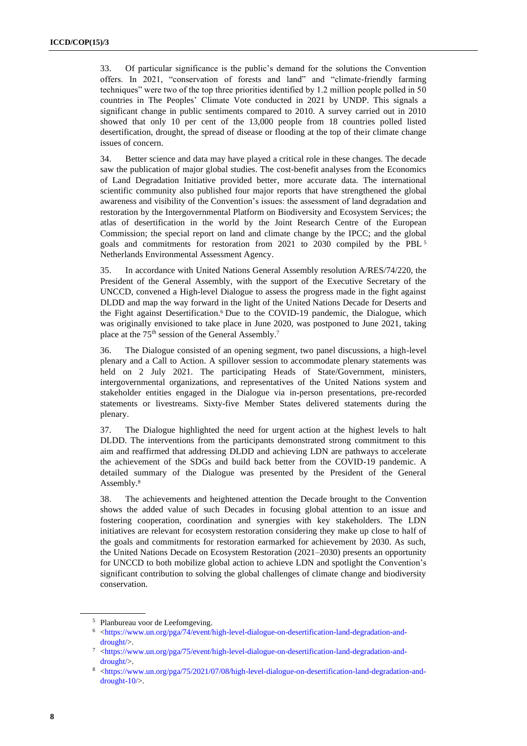33. Of particular significance is the public's demand for the solutions the Convention offers. In 2021, "conservation of forests and land" and "climate-friendly farming techniques" were two of the top three priorities identified by 1.2 million people polled in 50 countries in The Peoples' Climate Vote conducted in 2021 by UNDP. This signals a significant change in public sentiments compared to 2010. A survey carried out in 2010 showed that only 10 per cent of the 13,000 people from 18 countries polled listed desertification, drought, the spread of disease or flooding at the top of their climate change issues of concern.

34. Better science and data may have played a critical role in these changes. The decade saw the publication of major global studies. The cost-benefit analyses from the Economics of Land Degradation Initiative provided better, more accurate data. The international scientific community also published four major reports that have strengthened the global awareness and visibility of the Convention's issues: the assessment of land degradation and restoration by the Intergovernmental Platform on Biodiversity and Ecosystem Services; the atlas of desertification in the world by the Joint Research Centre of the European Commission; the special report on land and climate change by the IPCC; and the global goals and commitments for restoration from 2021 to 2030 compiled by the PBL [5] Netherlands Environmental Assessment Agency.

35. In accordance with United Nations General Assembly resolution A/RES/74/220, the President of the General Assembly, with the support of the Executive Secretary of the UNCCD, convened a High-level Dialogue to assess the progress made in the fight against DLDD and map the way forward in the light of the United Nations Decade for Deserts and the Fight against Desertification.[6] Due to the COVID-19 pandemic, the Dialogue, which was originally envisioned to take place in June 2020, was postponed to June 2021, taking place at the 75th session of the General Assembly.[7]

36. The Dialogue consisted of an opening segment, two panel discussions, a high-level plenary and a Call to Action. A spillover session to accommodate plenary statements was held on 2 July 2021. The participating Heads of State/Government, ministers, intergovernmental organizations, and representatives of the United Nations system and stakeholder entities engaged in the Dialogue via in-person presentations, pre-recorded statements or livestreams. Sixty-five Member States delivered statements during the plenary.

37. The Dialogue highlighted the need for urgent action at the highest levels to halt DLDD. The interventions from the participants demonstrated strong commitment to this aim and reaffirmed that addressing DLDD and achieving LDN are pathways to accelerate the achievement of the SDGs and build back better from the COVID-19 pandemic. A detailed summary of the Dialogue was presented by the President of the General Assembly.[8]

38. The achievements and heightened attention the Decade brought to the Convention shows the added value of such Decades in focusing global attention to an issue and fostering cooperation, coordination and synergies with key stakeholders. The LDN initiatives are relevant for ecosystem restoration considering they make up close to half of the goals and commitments for restoration earmarked for achievement by 2030. As such, the United Nations Decade on Ecosystem Restoration (2021–2030) presents an opportunity for UNCCD to both mobilize global action to achieve LDN and spotlight the Convention's significant contribution to solving the global challenges of climate change and biodiversity conservation.

---

[5] Planbureau voor de Leefomgeving.

[6] <https://www.un.org/pga/74/event/high-level-dialogue-on-desertification-land-degradation-and-drought/>.

[7] <https://www.un.org/pga/75/event/high-level-dialogue-on-desertification-land-degradation-and-drought/>.

[8] <https://www.un.org/pga/75/2021/07/08/high-level-dialogue-on-desertification-land-degradation-and-drought-10/>.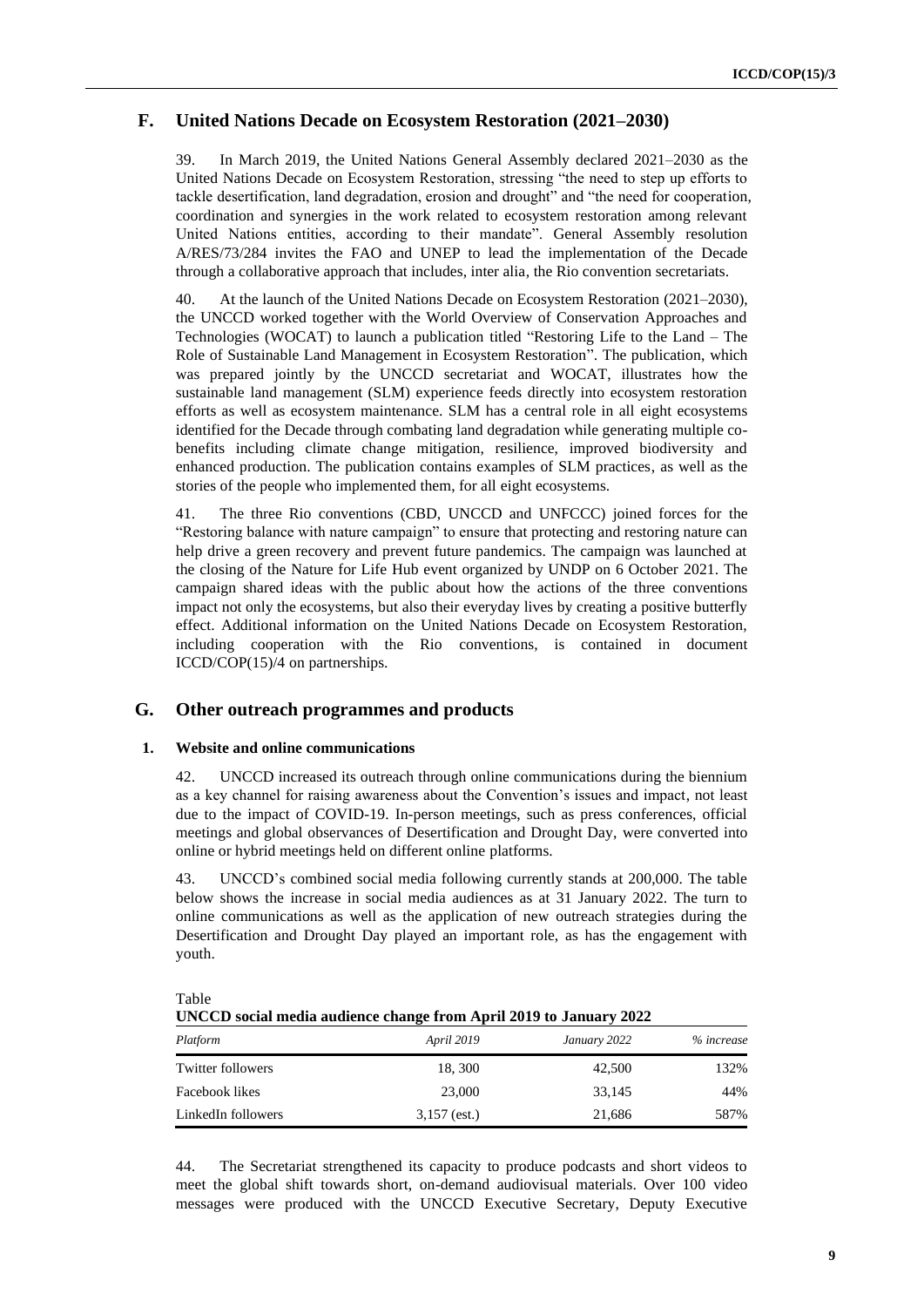## F. United Nations Decade on Ecosystem Restoration (2021–2030)

39. In March 2019, the United Nations General Assembly declared 2021–2030 as the United Nations Decade on Ecosystem Restoration, stressing "the need to step up efforts to tackle desertification, land degradation, erosion and drought" and "the need for cooperation, coordination and synergies in the work related to ecosystem restoration among relevant United Nations entities, according to their mandate". General Assembly resolution A/RES/73/284 invites the FAO and UNEP to lead the implementation of the Decade through a collaborative approach that includes, inter alia*,* the Rio convention secretariats.

40. At the launch of the United Nations Decade on Ecosystem Restoration (2021–2030), the UNCCD worked together with the World Overview of Conservation Approaches and Technologies (WOCAT) to launch a publication titled "Restoring Life to the Land – The Role of Sustainable Land Management in Ecosystem Restoration". The publication, which was prepared jointly by the UNCCD secretariat and WOCAT, illustrates how the sustainable land management (SLM) experience feeds directly into ecosystem restoration efforts as well as ecosystem maintenance. SLM has a central role in all eight ecosystems identified for the Decade through combating land degradation while generating multiple co-benefits including climate change mitigation, resilience, improved biodiversity and enhanced production. The publication contains examples of SLM practices, as well as the stories of the people who implemented them, for all eight ecosystems.

41. The three Rio conventions (CBD, UNCCD and UNFCCC) joined forces for the "Restoring balance with nature campaign" to ensure that protecting and restoring nature can help drive a green recovery and prevent future pandemics. The campaign was launched at the closing of the Nature for Life Hub event organized by UNDP on 6 October 2021. The campaign shared ideas with the public about how the actions of the three conventions impact not only the ecosystems, but also their everyday lives by creating a positive butterfly effect. Additional information on the United Nations Decade on Ecosystem Restoration, including cooperation with the Rio conventions, is contained in document ICCD/COP(15)/4 on partnerships.

## G. Other outreach programmes and products

### 1. Website and online communications

42. UNCCD increased its outreach through online communications during the biennium as a key channel for raising awareness about the Convention's issues and impact, not least due to the impact of COVID-19. In-person meetings, such as press conferences, official meetings and global observances of Desertification and Drought Day, were converted into online or hybrid meetings held on different online platforms.

43. UNCCD's combined social media following currently stands at 200,000. The table below shows the increase in social media audiences as at 31 January 2022. The turn to online communications as well as the application of new outreach strategies during the Desertification and Drought Day played an important role, as has the engagement with youth.

Table
**UNCCD social media audience change from April 2019 to January 2022**

| *Platform* | *April 2019* | *January 2022* | *% increase* |
|---|---|---|---|
| Twitter followers | 18, 300 | 42,500 | 132% |
| Facebook likes | 23,000 | 33,145 | 44% |
| LinkedIn followers | 3,157 (est.) | 21,686 | 587% |

44. The Secretariat strengthened its capacity to produce podcasts and short videos to meet the global shift towards short, on-demand audiovisual materials. Over 100 video messages were produced with the UNCCD Executive Secretary, Deputy Executive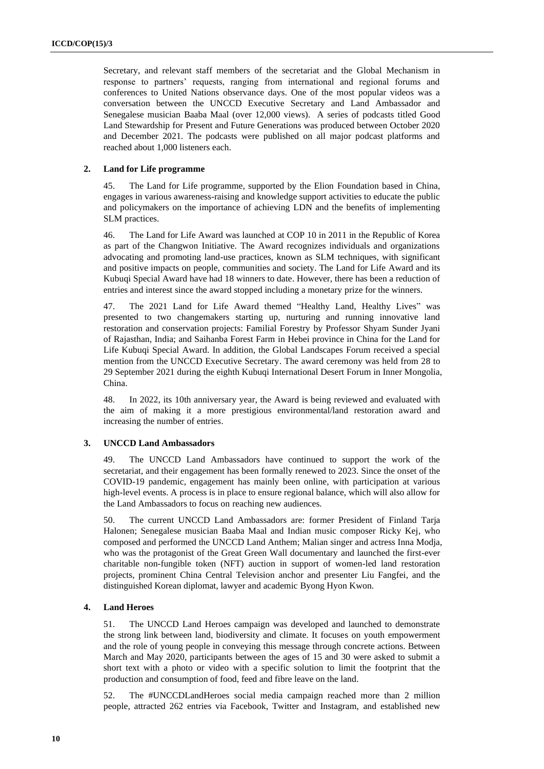Secretary, and relevant staff members of the secretariat and the Global Mechanism in response to partners' requests, ranging from international and regional forums and conferences to United Nations observance days. One of the most popular videos was a conversation between the UNCCD Executive Secretary and Land Ambassador and Senegalese musician Baaba Maal (over 12,000 views). A series of podcasts titled Good Land Stewardship for Present and Future Generations was produced between October 2020 and December 2021. The podcasts were published on all major podcast platforms and reached about 1,000 listeners each.

### 2. Land for Life programme

45. The Land for Life programme, supported by the Elion Foundation based in China, engages in various awareness-raising and knowledge support activities to educate the public and policymakers on the importance of achieving LDN and the benefits of implementing SLM practices.

46. The Land for Life Award was launched at COP 10 in 2011 in the Republic of Korea as part of the Changwon Initiative. The Award recognizes individuals and organizations advocating and promoting land-use practices, known as SLM techniques, with significant and positive impacts on people, communities and society. The Land for Life Award and its Kubuqi Special Award have had 18 winners to date. However, there has been a reduction of entries and interest since the award stopped including a monetary prize for the winners.

47. The 2021 Land for Life Award themed "Healthy Land, Healthy Lives" was presented to two changemakers starting up, nurturing and running innovative land restoration and conservation projects: Familial Forestry by Professor Shyam Sunder Jyani of Rajasthan, India; and Saihanba Forest Farm in Hebei province in China for the Land for Life Kubuqi Special Award. In addition, the Global Landscapes Forum received a special mention from the UNCCD Executive Secretary. The award ceremony was held from 28 to 29 September 2021 during the eighth Kubuqi International Desert Forum in Inner Mongolia, China.

48. In 2022, its 10th anniversary year, the Award is being reviewed and evaluated with the aim of making it a more prestigious environmental/land restoration award and increasing the number of entries.

### 3. UNCCD Land Ambassadors

49. The UNCCD Land Ambassadors have continued to support the work of the secretariat, and their engagement has been formally renewed to 2023. Since the onset of the COVID-19 pandemic, engagement has mainly been online, with participation at various high-level events. A process is in place to ensure regional balance, which will also allow for the Land Ambassadors to focus on reaching new audiences.

50. The current UNCCD Land Ambassadors are: former President of Finland Tarja Halonen; Senegalese musician Baaba Maal and Indian music composer Ricky Kej, who composed and performed the UNCCD Land Anthem; Malian singer and actress Inna Modja, who was the protagonist of the Great Green Wall documentary and launched the first-ever charitable non-fungible token (NFT) auction in support of women-led land restoration projects, prominent China Central Television anchor and presenter Liu Fangfei, and the distinguished Korean diplomat, lawyer and academic Byong Hyon Kwon.

### 4. Land Heroes

51. The UNCCD Land Heroes campaign was developed and launched to demonstrate the strong link between land, biodiversity and climate. It focuses on youth empowerment and the role of young people in conveying this message through concrete actions. Between March and May 2020, participants between the ages of 15 and 30 were asked to submit a short text with a photo or video with a specific solution to limit the footprint that the production and consumption of food, feed and fibre leave on the land.

52. The #UNCCDLandHeroes social media campaign reached more than 2 million people, attracted 262 entries via Facebook, Twitter and Instagram, and established new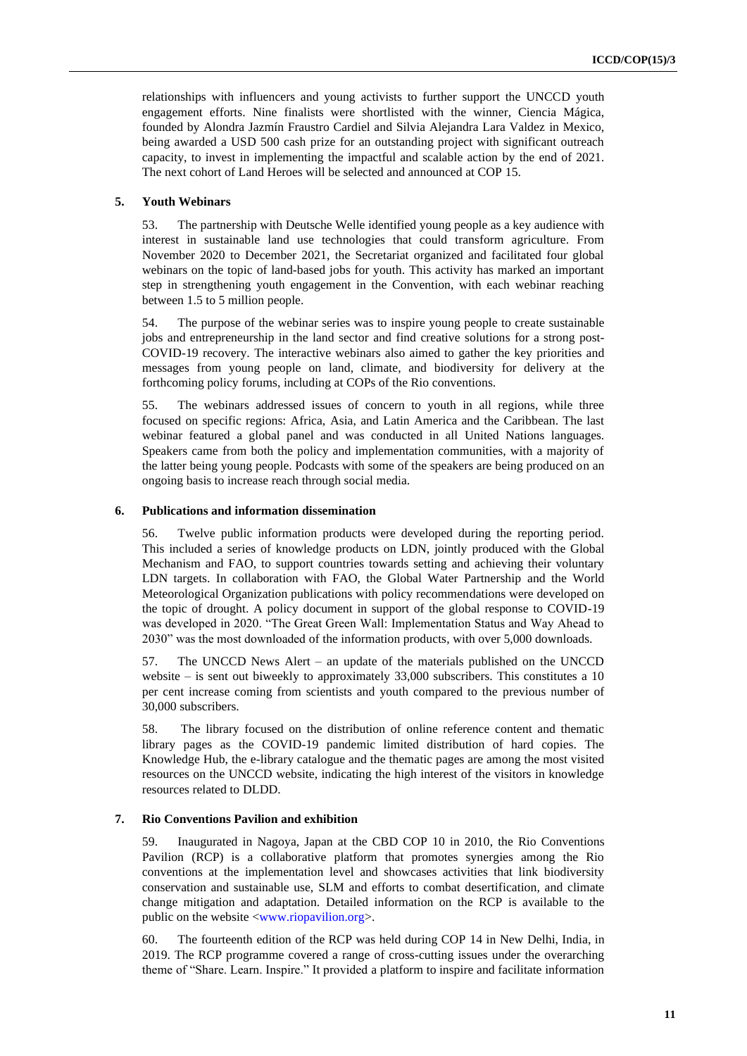relationships with influencers and young activists to further support the UNCCD youth engagement efforts. Nine finalists were shortlisted with the winner, Ciencia Mágica, founded by Alondra Jazmín Fraustro Cardiel and Silvia Alejandra Lara Valdez in Mexico, being awarded a USD 500 cash prize for an outstanding project with significant outreach capacity, to invest in implementing the impactful and scalable action by the end of 2021. The next cohort of Land Heroes will be selected and announced at COP 15.

### 5. Youth Webinars

53. The partnership with Deutsche Welle identified young people as a key audience with interest in sustainable land use technologies that could transform agriculture. From November 2020 to December 2021, the Secretariat organized and facilitated four global webinars on the topic of land-based jobs for youth. This activity has marked an important step in strengthening youth engagement in the Convention, with each webinar reaching between 1.5 to 5 million people.

54. The purpose of the webinar series was to inspire young people to create sustainable jobs and entrepreneurship in the land sector and find creative solutions for a strong post-COVID-19 recovery. The interactive webinars also aimed to gather the key priorities and messages from young people on land, climate, and biodiversity for delivery at the forthcoming policy forums, including at COPs of the Rio conventions.

55. The webinars addressed issues of concern to youth in all regions, while three focused on specific regions: Africa, Asia, and Latin America and the Caribbean. The last webinar featured a global panel and was conducted in all United Nations languages. Speakers came from both the policy and implementation communities, with a majority of the latter being young people. Podcasts with some of the speakers are being produced on an ongoing basis to increase reach through social media.

### 6. Publications and information dissemination

56. Twelve public information products were developed during the reporting period. This included a series of knowledge products on LDN, jointly produced with the Global Mechanism and FAO, to support countries towards setting and achieving their voluntary LDN targets. In collaboration with FAO, the Global Water Partnership and the World Meteorological Organization publications with policy recommendations were developed on the topic of drought. A policy document in support of the global response to COVID-19 was developed in 2020. "The Great Green Wall: Implementation Status and Way Ahead to 2030" was the most downloaded of the information products, with over 5,000 downloads.

57. The UNCCD News Alert – an update of the materials published on the UNCCD website – is sent out biweekly to approximately 33,000 subscribers. This constitutes a 10 per cent increase coming from scientists and youth compared to the previous number of 30,000 subscribers.

58. The library focused on the distribution of online reference content and thematic library pages as the COVID-19 pandemic limited distribution of hard copies. The Knowledge Hub, the e-library catalogue and the thematic pages are among the most visited resources on the UNCCD website, indicating the high interest of the visitors in knowledge resources related to DLDD.

### 7. Rio Conventions Pavilion and exhibition

59. Inaugurated in Nagoya, Japan at the CBD COP 10 in 2010, the Rio Conventions Pavilion (RCP) is a collaborative platform that promotes synergies among the Rio conventions at the implementation level and showcases activities that link biodiversity conservation and sustainable use, SLM and efforts to combat desertification, and climate change mitigation and adaptation. Detailed information on the RCP is available to the public on the website <www.riopavilion.org>.

60. The fourteenth edition of the RCP was held during COP 14 in New Delhi, India, in 2019. The RCP programme covered a range of cross-cutting issues under the overarching theme of "Share. Learn. Inspire." It provided a platform to inspire and facilitate information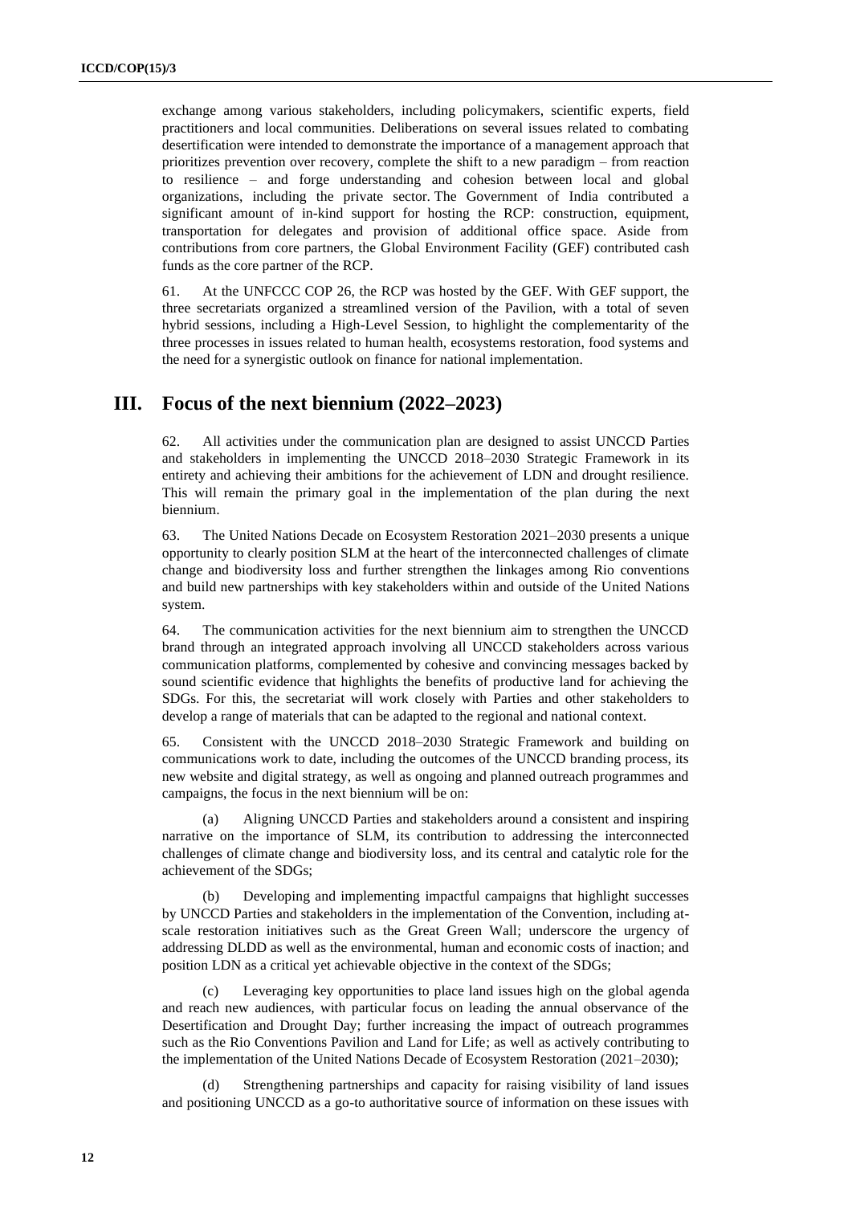exchange among various stakeholders, including policymakers, scientific experts, field practitioners and local communities. Deliberations on several issues related to combating desertification were intended to demonstrate the importance of a management approach that prioritizes prevention over recovery, complete the shift to a new paradigm – from reaction to resilience – and forge understanding and cohesion between local and global organizations, including the private sector. The Government of India contributed a significant amount of in-kind support for hosting the RCP: construction, equipment, transportation for delegates and provision of additional office space. Aside from contributions from core partners, the Global Environment Facility (GEF) contributed cash funds as the core partner of the RCP.

61. At the UNFCCC COP 26, the RCP was hosted by the GEF. With GEF support, the three secretariats organized a streamlined version of the Pavilion, with a total of seven hybrid sessions, including a High-Level Session, to highlight the complementarity of the three processes in issues related to human health, ecosystems restoration, food systems and the need for a synergistic outlook on finance for national implementation.

## III. Focus of the next biennium (2022–2023)

62. All activities under the communication plan are designed to assist UNCCD Parties and stakeholders in implementing the UNCCD 2018–2030 Strategic Framework in its entirety and achieving their ambitions for the achievement of LDN and drought resilience. This will remain the primary goal in the implementation of the plan during the next biennium.

63. The United Nations Decade on Ecosystem Restoration 2021–2030 presents a unique opportunity to clearly position SLM at the heart of the interconnected challenges of climate change and biodiversity loss and further strengthen the linkages among Rio conventions and build new partnerships with key stakeholders within and outside of the United Nations system.

64. The communication activities for the next biennium aim to strengthen the UNCCD brand through an integrated approach involving all UNCCD stakeholders across various communication platforms, complemented by cohesive and convincing messages backed by sound scientific evidence that highlights the benefits of productive land for achieving the SDGs. For this, the secretariat will work closely with Parties and other stakeholders to develop a range of materials that can be adapted to the regional and national context.

65. Consistent with the UNCCD 2018–2030 Strategic Framework and building on communications work to date, including the outcomes of the UNCCD branding process, its new website and digital strategy, as well as ongoing and planned outreach programmes and campaigns, the focus in the next biennium will be on:

(a) Aligning UNCCD Parties and stakeholders around a consistent and inspiring narrative on the importance of SLM, its contribution to addressing the interconnected challenges of climate change and biodiversity loss, and its central and catalytic role for the achievement of the SDGs;

(b) Developing and implementing impactful campaigns that highlight successes by UNCCD Parties and stakeholders in the implementation of the Convention, including at-scale restoration initiatives such as the Great Green Wall; underscore the urgency of addressing DLDD as well as the environmental, human and economic costs of inaction; and position LDN as a critical yet achievable objective in the context of the SDGs;

(c) Leveraging key opportunities to place land issues high on the global agenda and reach new audiences, with particular focus on leading the annual observance of the Desertification and Drought Day; further increasing the impact of outreach programmes such as the Rio Conventions Pavilion and Land for Life; as well as actively contributing to the implementation of the United Nations Decade of Ecosystem Restoration (2021–2030);

(d) Strengthening partnerships and capacity for raising visibility of land issues and positioning UNCCD as a go-to authoritative source of information on these issues with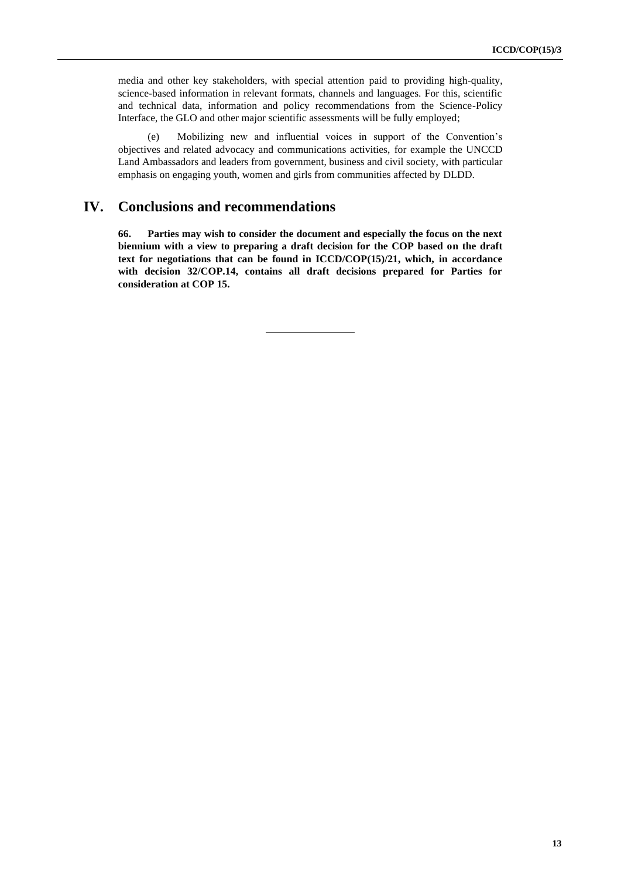media and other key stakeholders, with special attention paid to providing high-quality, science-based information in relevant formats, channels and languages. For this, scientific and technical data, information and policy recommendations from the Science-Policy Interface, the GLO and other major scientific assessments will be fully employed;

(e) Mobilizing new and influential voices in support of the Convention's objectives and related advocacy and communications activities, for example the UNCCD Land Ambassadors and leaders from government, business and civil society, with particular emphasis on engaging youth, women and girls from communities affected by DLDD.

# IV. Conclusions and recommendations

**66. Parties may wish to consider the document and especially the focus on the next biennium with a view to preparing a draft decision for the COP based on the draft text for negotiations that can be found in ICCD/COP(15)/21, which, in accordance with decision 32/COP.14, contains all draft decisions prepared for Parties for consideration at COP 15.**